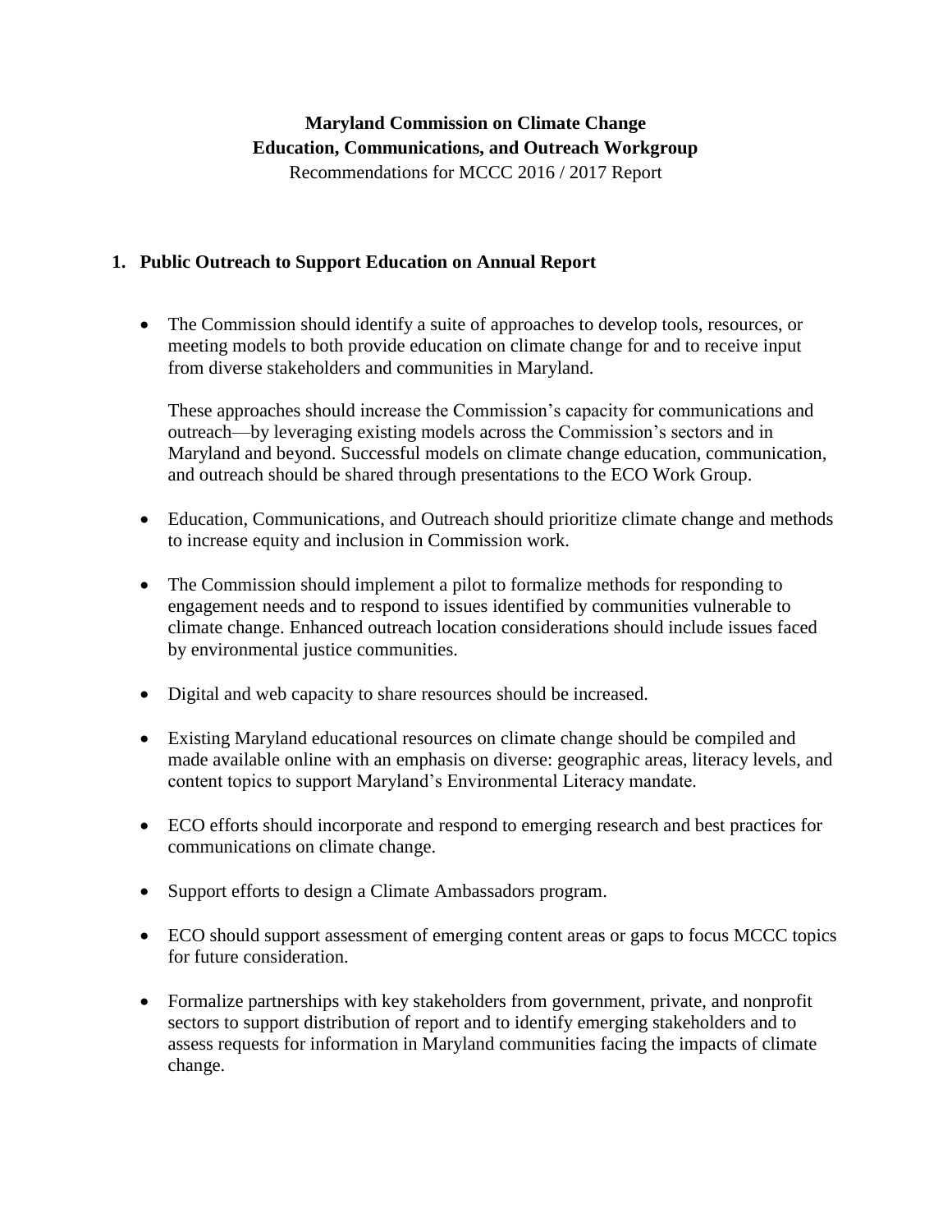**Maryland Commission on Climate Change**
**Education, Communications, and Outreach Workgroup**
Recommendations for MCCC 2016 / 2017 Report

## 1. Public Outreach to Support Education on Annual Report

- The Commission should identify a suite of approaches to develop tools, resources, or meeting models to both provide education on climate change for and to receive input from diverse stakeholders and communities in Maryland.

  These approaches should increase the Commission's capacity for communications and outreach—by leveraging existing models across the Commission's sectors and in Maryland and beyond. Successful models on climate change education, communication, and outreach should be shared through presentations to the ECO Work Group.

- Education, Communications, and Outreach should prioritize climate change and methods to increase equity and inclusion in Commission work.

- The Commission should implement a pilot to formalize methods for responding to engagement needs and to respond to issues identified by communities vulnerable to climate change. Enhanced outreach location considerations should include issues faced by environmental justice communities.

- Digital and web capacity to share resources should be increased.

- Existing Maryland educational resources on climate change should be compiled and made available online with an emphasis on diverse: geographic areas, literacy levels, and content topics to support Maryland's Environmental Literacy mandate.

- ECO efforts should incorporate and respond to emerging research and best practices for communications on climate change.

- Support efforts to design a Climate Ambassadors program.

- ECO should support assessment of emerging content areas or gaps to focus MCCC topics for future consideration.

- Formalize partnerships with key stakeholders from government, private, and nonprofit sectors to support distribution of report and to identify emerging stakeholders and to assess requests for information in Maryland communities facing the impacts of climate change.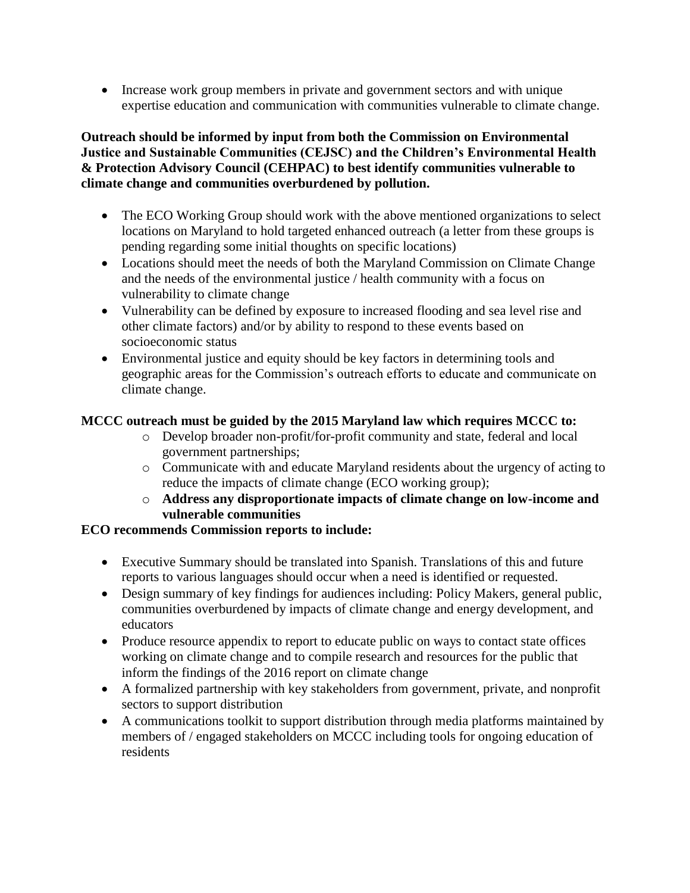- Increase work group members in private and government sectors and with unique expertise education and communication with communities vulnerable to climate change.

**Outreach should be informed by input from both the Commission on Environmental Justice and Sustainable Communities (CEJSC) and the Children's Environmental Health & Protection Advisory Council (CEHPAC) to best identify communities vulnerable to climate change and communities overburdened by pollution.**

- The ECO Working Group should work with the above mentioned organizations to select locations on Maryland to hold targeted enhanced outreach (a letter from these groups is pending regarding some initial thoughts on specific locations)
- Locations should meet the needs of both the Maryland Commission on Climate Change and the needs of the environmental justice / health community with a focus on vulnerability to climate change
- Vulnerability can be defined by exposure to increased flooding and sea level rise and other climate factors) and/or by ability to respond to these events based on socioeconomic status
- Environmental justice and equity should be key factors in determining tools and geographic areas for the Commission's outreach efforts to educate and communicate on climate change.

**MCCC outreach must be guided by the 2015 Maryland law which requires MCCC to:**

- Develop broader non-profit/for-profit community and state, federal and local government partnerships;
- Communicate with and educate Maryland residents about the urgency of acting to reduce the impacts of climate change (ECO working group);
- **Address any disproportionate impacts of climate change on low-income and vulnerable communities**

**ECO recommends Commission reports to include:**

- Executive Summary should be translated into Spanish. Translations of this and future reports to various languages should occur when a need is identified or requested.
- Design summary of key findings for audiences including: Policy Makers, general public, communities overburdened by impacts of climate change and energy development, and educators
- Produce resource appendix to report to educate public on ways to contact state offices working on climate change and to compile research and resources for the public that inform the findings of the 2016 report on climate change
- A formalized partnership with key stakeholders from government, private, and nonprofit sectors to support distribution
- A communications toolkit to support distribution through media platforms maintained by members of / engaged stakeholders on MCCC including tools for ongoing education of residents